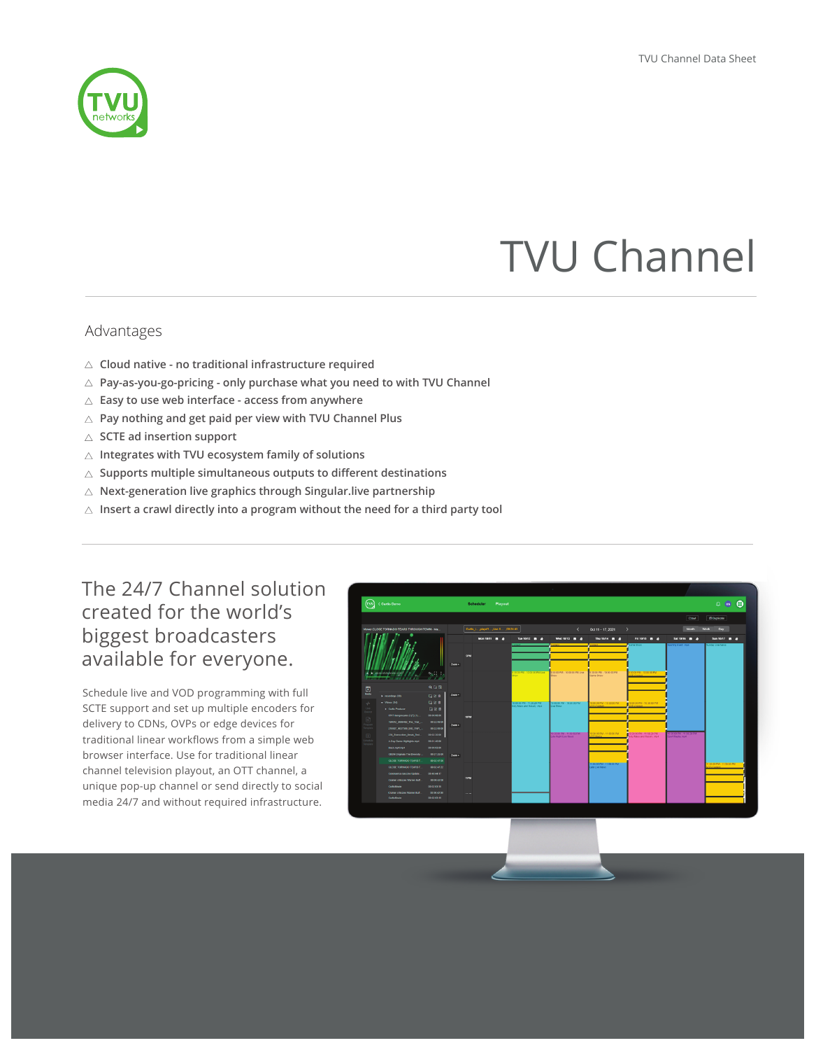# TVU Channel

## Advantages

- Cloud native - no traditional infrastructure required
- Pay-as-you-go-pricing - only purchase what you need to with TVU Channel
- Easy to use web interface - access from anywhere
- Pay nothing and get paid per view with TVU Channel Plus
- SCTE ad insertion support
- Integrates with TVU ecosystem family of solutions
- Supports multiple simultaneous outputs to different destinations
- Next-generation live graphics through Singular.live partnership
- Insert a crawl directly into a program without the need for a third party tool

## The 24/7 Channel solution created for the world's biggest broadcasters available for everyone.

Schedule live and VOD programming with full SCTE support and set up multiple encoders for delivery to CDNs, OVPs or edge devices for traditional linear workflows from a simple web browser interface. Use for traditional linear channel television playout, an OTT channel, a unique pop-up channel or send directly to social media 24/7 and without required infrastructure.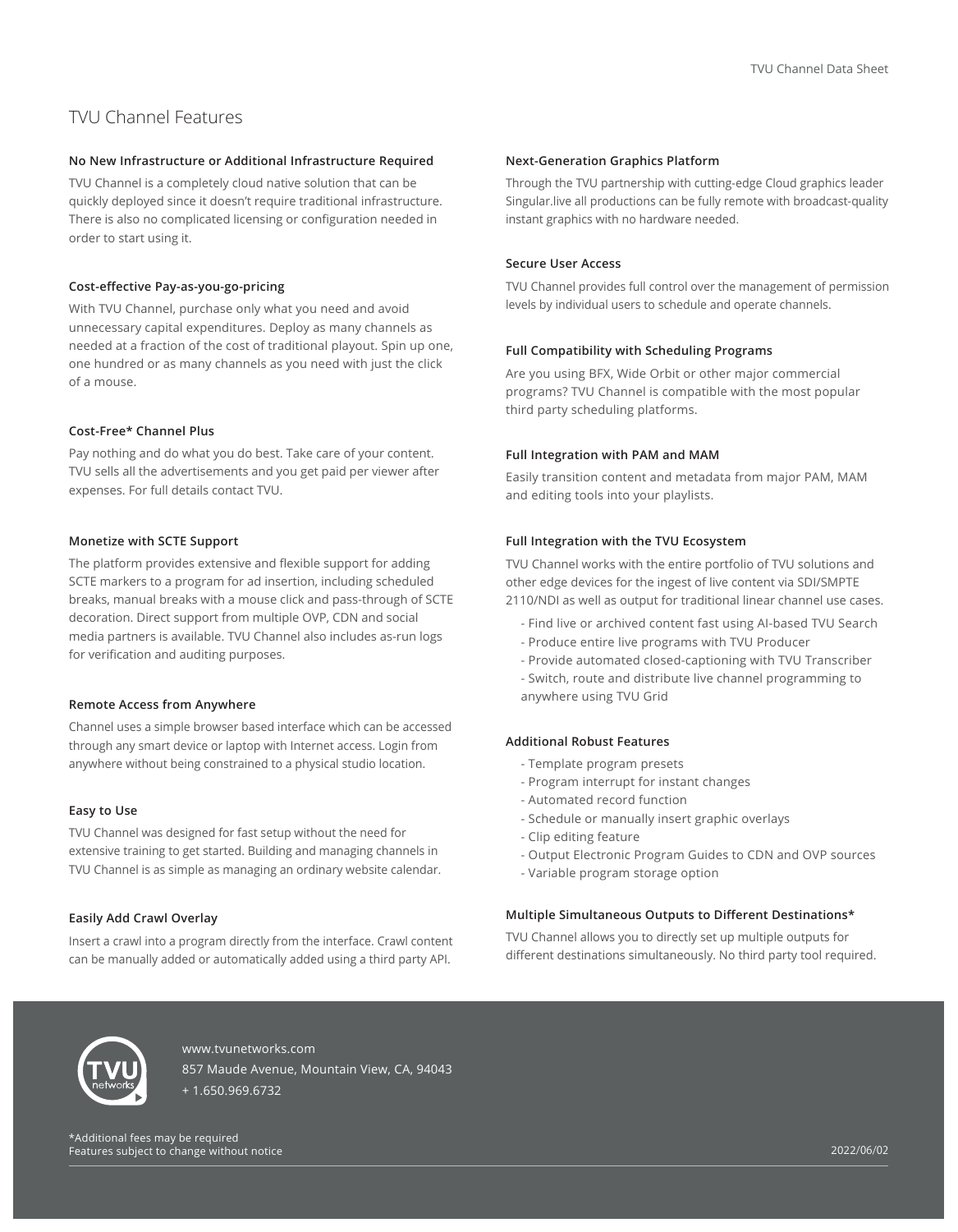# TVU Channel Features

### No New Infrastructure or Additional Infrastructure Required

TVU Channel is a completely cloud native solution that can be quickly deployed since it doesn't require traditional infrastructure. There is also no complicated licensing or configuration needed in order to start using it.

### Cost-effective Pay-as-you-go-pricing

With TVU Channel, purchase only what you need and avoid unnecessary capital expenditures. Deploy as many channels as needed at a fraction of the cost of traditional playout. Spin up one, one hundred or as many channels as you need with just the click of a mouse.

### Cost-Free* Channel Plus

Pay nothing and do what you do best. Take care of your content. TVU sells all the advertisements and you get paid per viewer after expenses. For full details contact TVU.

### Monetize with SCTE Support

The platform provides extensive and flexible support for adding SCTE markers to a program for ad insertion, including scheduled breaks, manual breaks with a mouse click and pass-through of SCTE decoration. Direct support from multiple OVP, CDN and social media partners is available. TVU Channel also includes as-run logs for verification and auditing purposes.

### Remote Access from Anywhere

Channel uses a simple browser based interface which can be accessed through any smart device or laptop with Internet access. Login from anywhere without being constrained to a physical studio location.

### Easy to Use

TVU Channel was designed for fast setup without the need for extensive training to get started. Building and managing channels in TVU Channel is as simple as managing an ordinary website calendar.

### Easily Add Crawl Overlay

Insert a crawl into a program directly from the interface. Crawl content can be manually added or automatically added using a third party API.

### Next-Generation Graphics Platform

Through the TVU partnership with cutting-edge Cloud graphics leader Singular.live all productions can be fully remote with broadcast-quality instant graphics with no hardware needed.

### Secure User Access

TVU Channel provides full control over the management of permission levels by individual users to schedule and operate channels.

### Full Compatibility with Scheduling Programs

Are you using BFX, Wide Orbit or other major commercial programs? TVU Channel is compatible with the most popular third party scheduling platforms.

### Full Integration with PAM and MAM

Easily transition content and metadata from major PAM, MAM and editing tools into your playlists.

### Full Integration with the TVU Ecosystem

TVU Channel works with the entire portfolio of TVU solutions and other edge devices for the ingest of live content via SDI/SMPTE 2110/NDI as well as output for traditional linear channel use cases.

- Find live or archived content fast using AI-based TVU Search
- Produce entire live programs with TVU Producer
- Provide automated closed-captioning with TVU Transcriber
- Switch, route and distribute live channel programming to anywhere using TVU Grid

### Additional Robust Features

- Template program presets
- Program interrupt for instant changes
- Automated record function
- Schedule or manually insert graphic overlays
- Clip editing feature
- Output Electronic Program Guides to CDN and OVP sources
- Variable program storage option

### Multiple Simultaneous Outputs to Different Destinations*

TVU Channel allows you to directly set up multiple outputs for different destinations simultaneously. No third party tool required.

www.tvunetworks.com
857 Maude Avenue, Mountain View, CA, 94043
+ 1.650.969.6732

*Additional fees may be required
Features subject to change without notice

2022/06/02